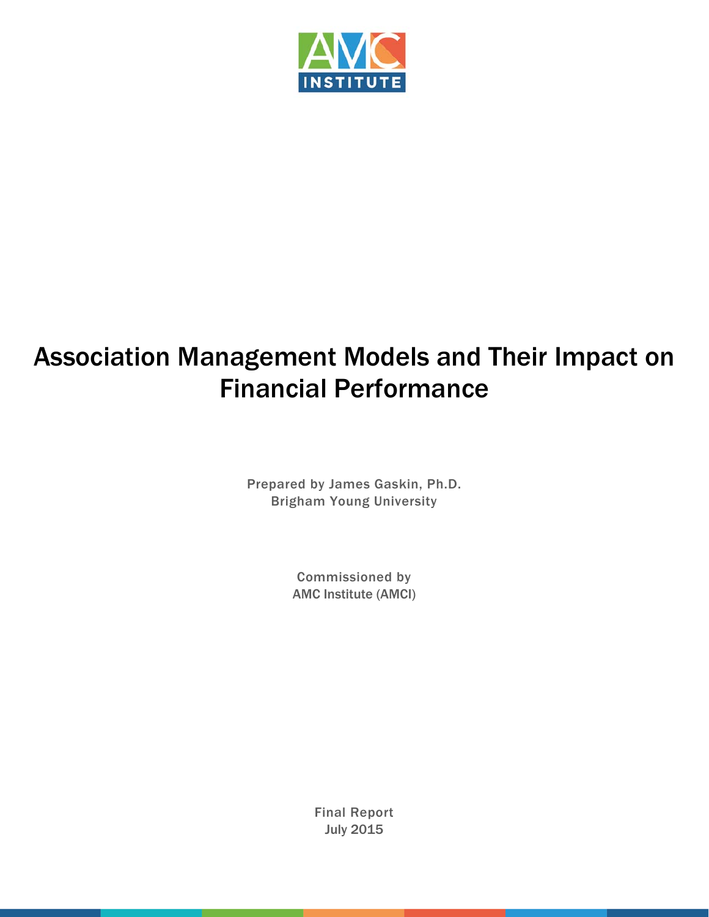AMC INSTITUTE

# Association Management Models and Their Impact on Financial Performance

Prepared by James Gaskin, Ph.D.
Brigham Young University

Commissioned by
AMC Institute (AMCI)

Final Report
July 2015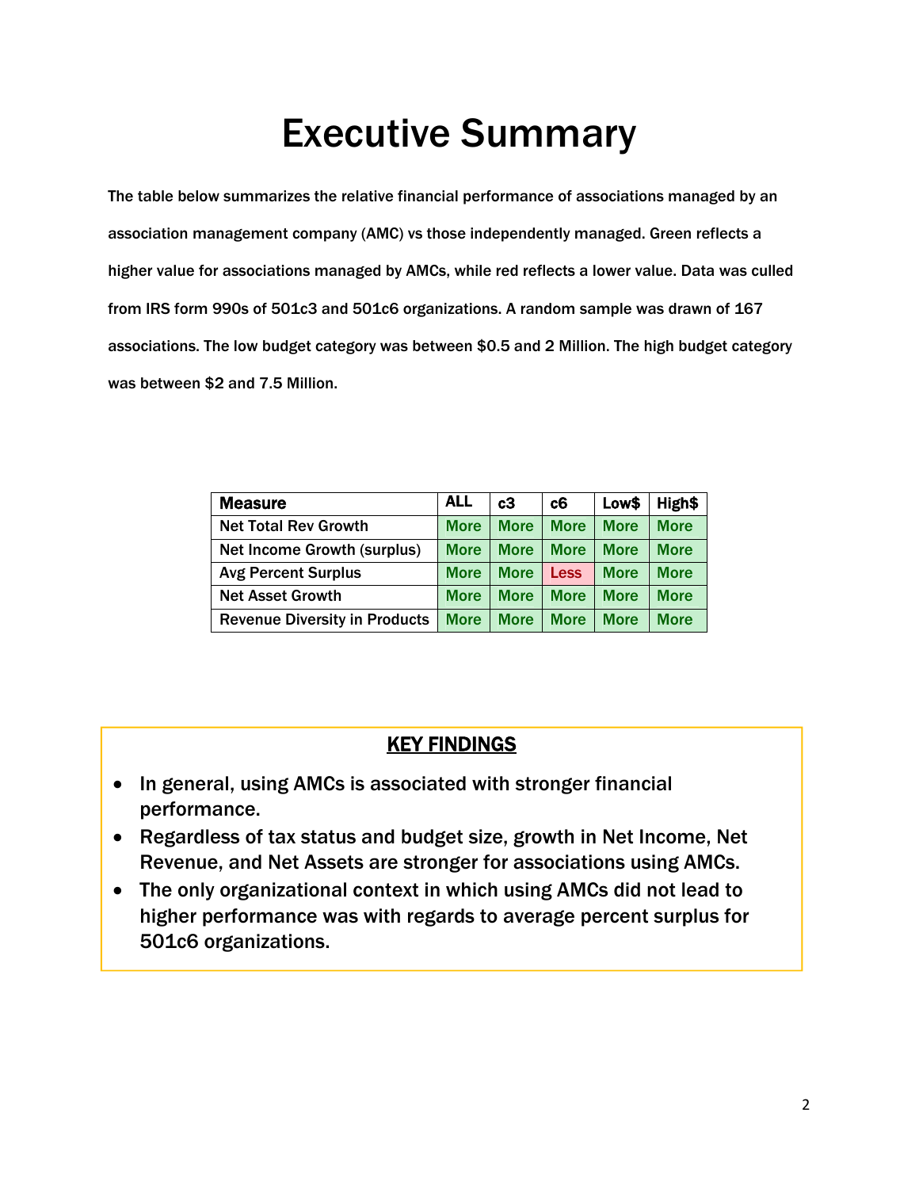# Executive Summary

The table below summarizes the relative financial performance of associations managed by an association management company (AMC) vs those independently managed. Green reflects a higher value for associations managed by AMCs, while red reflects a lower value. Data was culled from IRS form 990s of 501c3 and 501c6 organizations. A random sample was drawn of 167 associations. The low budget category was between $0.5 and 2 Million. The high budget category was between $2 and 7.5 Million.

| Measure | ALL | c3 | c6 | Low$ | High$ |
|---|---|---|---|---|---|
| Net Total Rev Growth | More | More | More | More | More |
| Net Income Growth (surplus) | More | More | More | More | More |
| Avg Percent Surplus | More | More | Less | More | More |
| Net Asset Growth | More | More | More | More | More |
| Revenue Diversity in Products | More | More | More | More | More |

## KEY FINDINGS

- In general, using AMCs is associated with stronger financial performance.
- Regardless of tax status and budget size, growth in Net Income, Net Revenue, and Net Assets are stronger for associations using AMCs.
- The only organizational context in which using AMCs did not lead to higher performance was with regards to average percent surplus for 501c6 organizations.